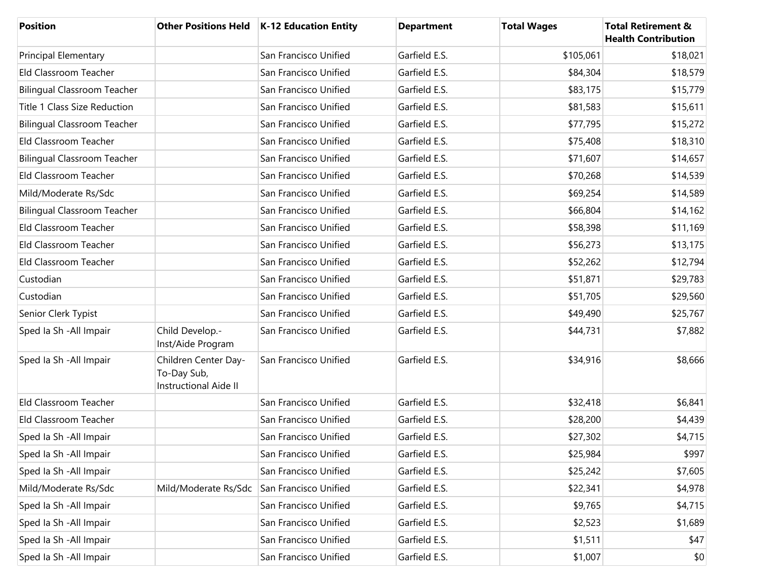| Position | Other Positions Held | K-12 Education Entity | Department | Total Wages | Total Retirement & Health Contribution |
|---|---|---|---|---|---|
| Principal Elementary | | San Francisco Unified | Garfield E.S. | $105,061 | $18,021 |
| Eld Classroom Teacher | | San Francisco Unified | Garfield E.S. | $84,304 | $18,579 |
| Bilingual Classroom Teacher | | San Francisco Unified | Garfield E.S. | $83,175 | $15,779 |
| Title 1 Class Size Reduction | | San Francisco Unified | Garfield E.S. | $81,583 | $15,611 |
| Bilingual Classroom Teacher | | San Francisco Unified | Garfield E.S. | $77,795 | $15,272 |
| Eld Classroom Teacher | | San Francisco Unified | Garfield E.S. | $75,408 | $18,310 |
| Bilingual Classroom Teacher | | San Francisco Unified | Garfield E.S. | $71,607 | $14,657 |
| Eld Classroom Teacher | | San Francisco Unified | Garfield E.S. | $70,268 | $14,539 |
| Mild/Moderate Rs/Sdc | | San Francisco Unified | Garfield E.S. | $69,254 | $14,589 |
| Bilingual Classroom Teacher | | San Francisco Unified | Garfield E.S. | $66,804 | $14,162 |
| Eld Classroom Teacher | | San Francisco Unified | Garfield E.S. | $58,398 | $11,169 |
| Eld Classroom Teacher | | San Francisco Unified | Garfield E.S. | $56,273 | $13,175 |
| Eld Classroom Teacher | | San Francisco Unified | Garfield E.S. | $52,262 | $12,794 |
| Custodian | | San Francisco Unified | Garfield E.S. | $51,871 | $29,783 |
| Custodian | | San Francisco Unified | Garfield E.S. | $51,705 | $29,560 |
| Senior Clerk Typist | | San Francisco Unified | Garfield E.S. | $49,490 | $25,767 |
| Sped Ia Sh -All Impair | Child Develop.-Inst/Aide Program | San Francisco Unified | Garfield E.S. | $44,731 | $7,882 |
| Sped Ia Sh -All Impair | Children Center Day-To-Day Sub, Instructional Aide II | San Francisco Unified | Garfield E.S. | $34,916 | $8,666 |
| Eld Classroom Teacher | | San Francisco Unified | Garfield E.S. | $32,418 | $6,841 |
| Eld Classroom Teacher | | San Francisco Unified | Garfield E.S. | $28,200 | $4,439 |
| Sped Ia Sh -All Impair | | San Francisco Unified | Garfield E.S. | $27,302 | $4,715 |
| Sped Ia Sh -All Impair | | San Francisco Unified | Garfield E.S. | $25,984 | $997 |
| Sped Ia Sh -All Impair | | San Francisco Unified | Garfield E.S. | $25,242 | $7,605 |
| Mild/Moderate Rs/Sdc | Mild/Moderate Rs/Sdc | San Francisco Unified | Garfield E.S. | $22,341 | $4,978 |
| Sped Ia Sh -All Impair | | San Francisco Unified | Garfield E.S. | $9,765 | $4,715 |
| Sped Ia Sh -All Impair | | San Francisco Unified | Garfield E.S. | $2,523 | $1,689 |
| Sped Ia Sh -All Impair | | San Francisco Unified | Garfield E.S. | $1,511 | $47 |
| Sped Ia Sh -All Impair | | San Francisco Unified | Garfield E.S. | $1,007 | $0 |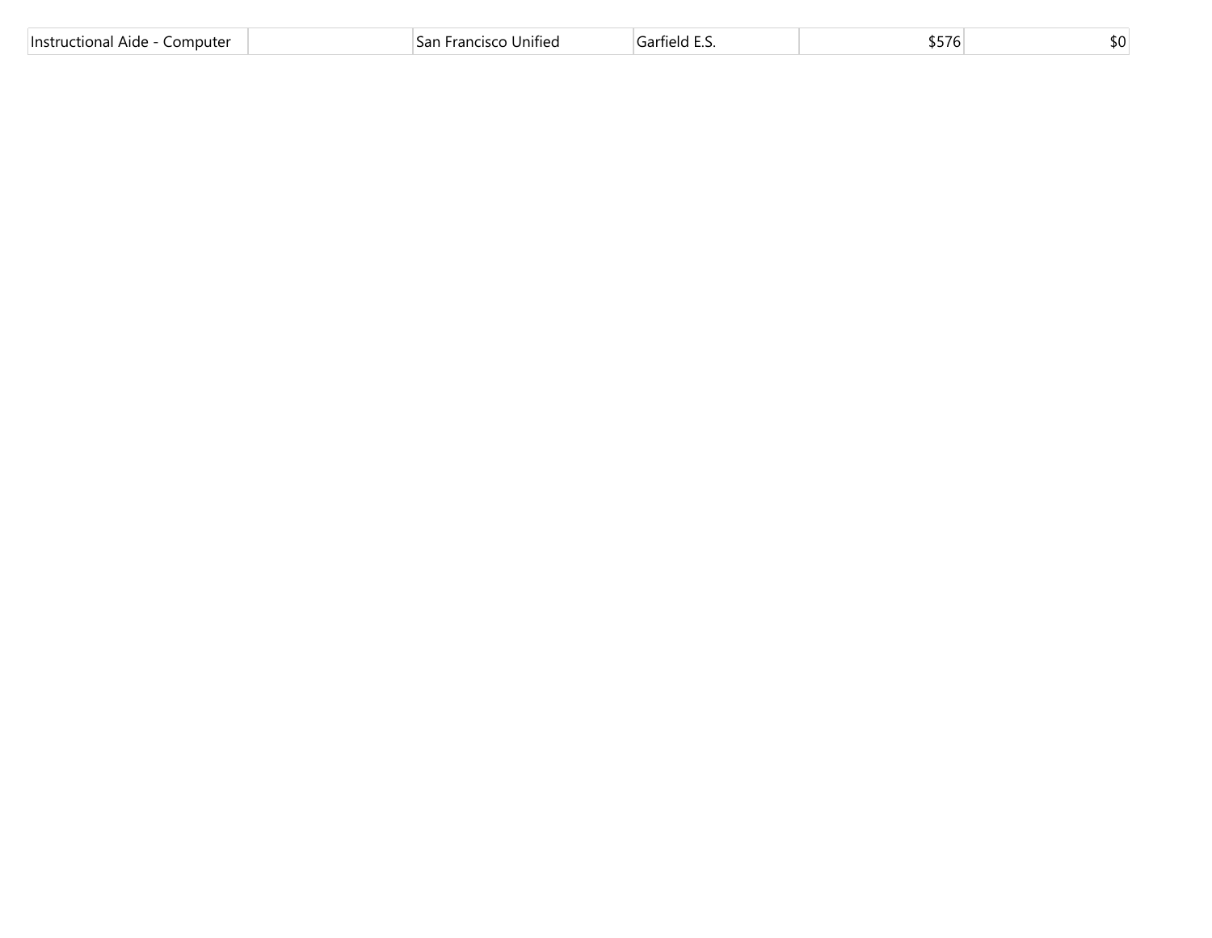| | | | | | |
|---|---|---|---|---|---|
| Instructional Aide - Computer | | San Francisco Unified | Garfield E.S. | $576 | $0 |